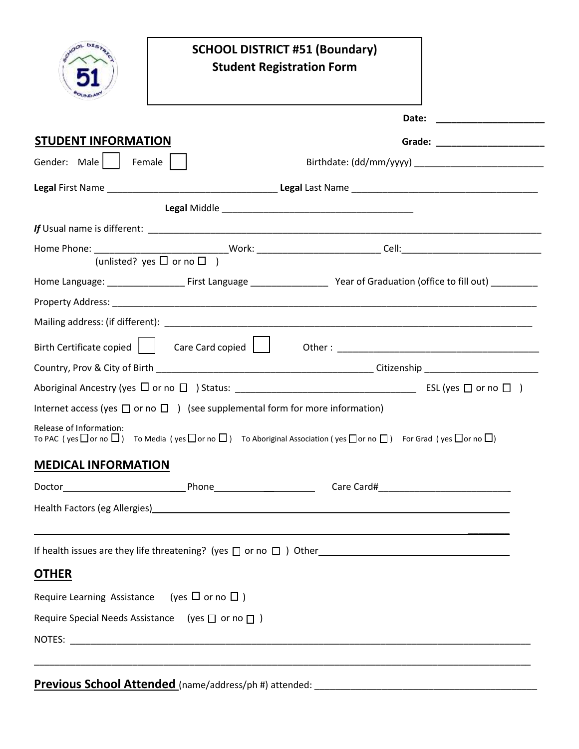# SCHOOL DISTRICT #51 (Boundary)
## Student Registration Form

**Date:** ____________________

## STUDENT INFORMATION

**Grade:** ____________________

Gender: Male ☐ Female ☐ Birthdate: (dd/mm/yyyy) _________________________

**Legal** First Name ________________________________ **Legal** Last Name ___________________________________

**Legal** Middle ____________________________________

***If*** Usual name is different: ____________________________________________________________________________

Home Phone: ________________________Work: _______________________ Cell:___________________________
(unlisted? yes ☐ or no ☐ )

Home Language: _______________ First Language _______________ Year of Graduation (office to fill out) _________

Property Address: _________________________________________________________________________________

Mailing address: (if different): ______________________________________________________________________

Birth Certificate copied ☐ Care Card copied ☐ Other : ________________________________________

Country, Prov & City of Birth __________________________________________ Citizenship _____________________

Aboriginal Ancestry (yes ☐ or no ☐ ) Status: ___________________________________ ESL (yes ☐ or no ☐ )

Internet access (yes ☐ or no ☐ ) (see supplemental form for more information)

Release of Information:
To PAC ( yes ☐ or no ☐ ) To Media ( yes ☐ or no ☐ ) To Aboriginal Association ( yes ☐ or no ☐ ) For Grad ( yes ☐ or no ☐ )

## MEDICAL INFORMATION

Doctor__________________________ Phone____________________ Care Card#_________________________

Health Factors (eg Allergies)______________________________________________________________________

_______________________________________________________________________________________________

If health issues are they life threatening? (yes ☐ or no ☐ ) Other_____________________________________

## OTHER

Require Learning Assistance (yes ☐ or no ☐ )

Require Special Needs Assistance (yes ☐ or no ☐ )

NOTES: _______________________________________________________________________________________

_______________________________________________________________________________________________

**Previous School Attended** (name/address/ph #) attended: __________________________________________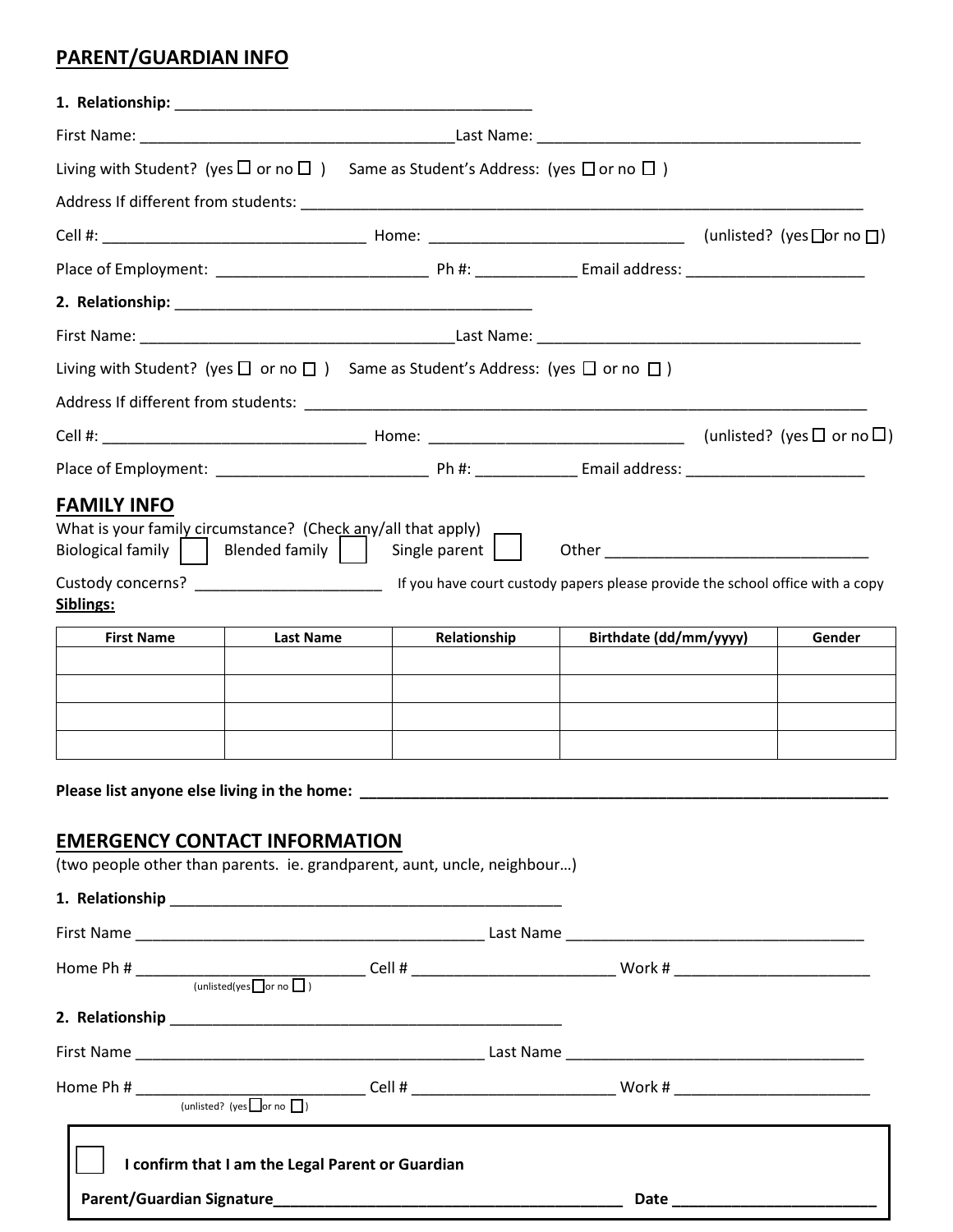## PARENT/GUARDIAN INFO

**1. Relationship:** ___________________________________________

First Name: ______________________________________ Last Name: ______________________________________

Living with Student? (yes ☐ or no ☐ ) Same as Student's Address: (yes ☐ or no ☐ )

Address If different from students: _____________________________________________________________________

Cell #: _______________________________ Home: ______________________________ (unlisted? (yes ☐ or no ☐)

Place of Employment: _________________________ Ph #: ____________ Email address: _____________________

**2. Relationship:** ___________________________________________

First Name: ______________________________________ Last Name: ______________________________________

Living with Student? (yes ☐ or no ☐ ) Same as Student's Address: (yes ☐ or no ☐ )

Address If different from students: _____________________________________________________________________

Cell #: _______________________________ Home: ______________________________ (unlisted? (yes ☐ or no ☐)

Place of Employment: _________________________ Ph #: ____________ Email address: _____________________

## FAMILY INFO

What is your family circumstance? (Check any/all that apply)

Biological family ☐ Blended family ☐ Single parent ☐ Other ________________________________

Custody concerns? ______________________ If you have court custody papers please provide the school office with a copy

**Siblings:**

| First Name | Last Name | Relationship | Birthdate (dd/mm/yyyy) | Gender |
|---|---|---|---|---|
| | | | | |
| | | | | |
| | | | | |
| | | | | |

**Please list anyone else living in the home:** _________________________________________________________________

## EMERGENCY CONTACT INFORMATION

(two people other than parents. ie. grandparent, aunt, uncle, neighbour…)

**1. Relationship** ________________________________________________

First Name __________________________________________ Last Name ____________________________________

Home Ph # ___________________________ Cell # ________________________ Work # ________________________

(unlisted(yes ☐ or no ☐ )

**2. Relationship** ________________________________________________

First Name __________________________________________ Last Name ____________________________________

Home Ph # ___________________________ Cell # ________________________ Work # ________________________

(unlisted? (yes ☐ or no ☐ )

☐ **I confirm that I am the Legal Parent or Guardian**

**Parent/Guardian Signature**__________________________________________ **Date** ________________________